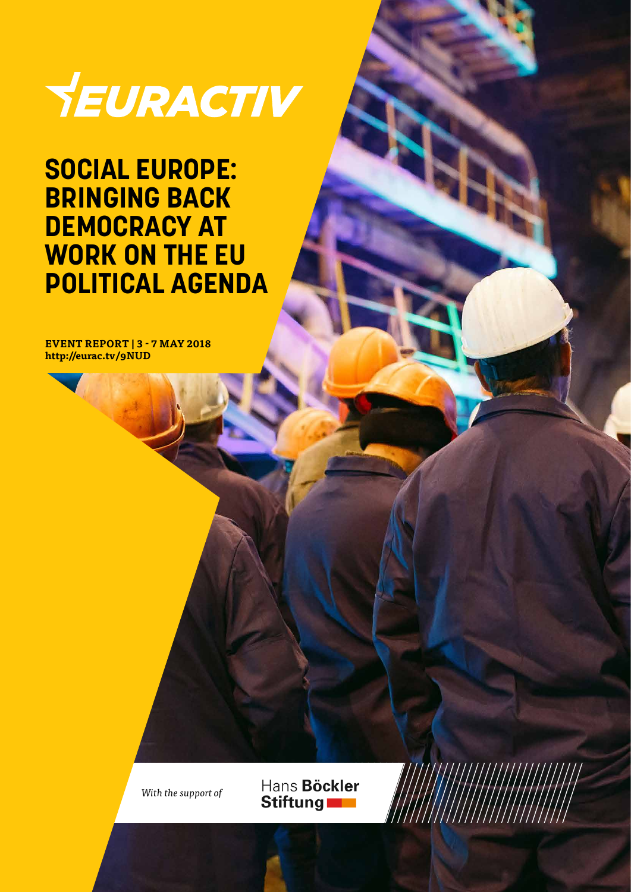EURACTIV

# SOCIAL EUROPE: BRINGING BACK DEMOCRACY AT WORK ON THE EU POLITICAL AGENDA

**EVENT REPORT | 3 - 7 MAY 2018**
**http://eurac.tv/9NUD**

*With the support of*

Hans **Böckler** **Stiftung**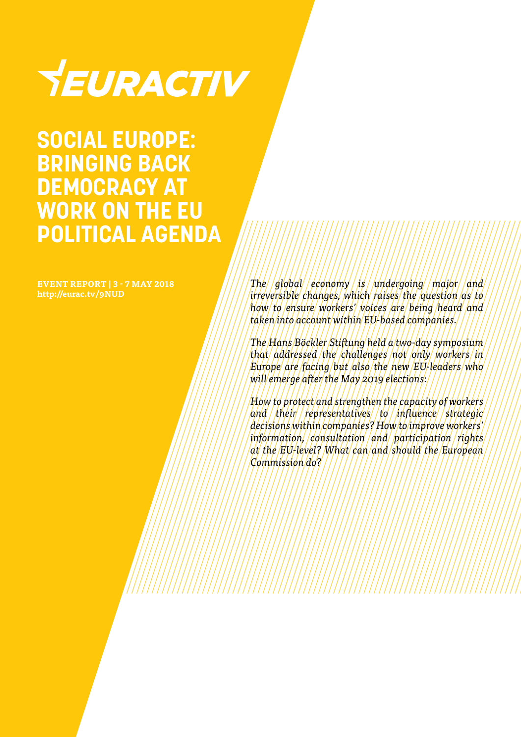EURACTIV

# SOCIAL EUROPE: BRINGING BACK DEMOCRACY AT WORK ON THE EU POLITICAL AGENDA

**EVENT REPORT | 3 - 7 MAY 2018**
**http://eurac.tv/9NUD**

*The global economy is undergoing major and irreversible changes, which raises the question as to how to ensure workers' voices are being heard and taken into account within EU-based companies.*

*The Hans Böckler Stiftung held a two-day symposium that addressed the challenges not only workers in Europe are facing but also the new EU-leaders who will emerge after the May 2019 elections:*

*How to protect and strengthen the capacity of workers and their representatives to influence strategic decisions within companies? How to improve workers' information, consultation and participation rights at the EU-level? What can and should the European Commission do?*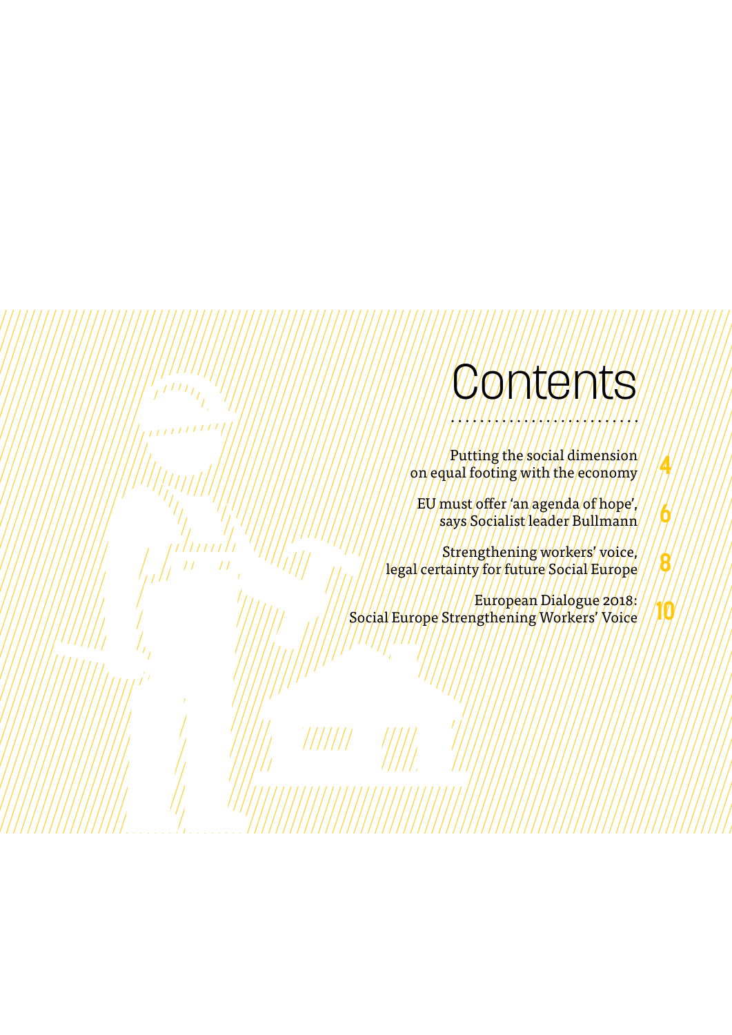# Contents

- Putting the social dimension on equal footing with the economy — 4
- EU must offer 'an agenda of hope', says Socialist leader Bullmann — 6
- Strengthening workers' voice, legal certainty for future Social Europe — 8
- European Dialogue 2018: Social Europe Strengthening Workers' Voice — 10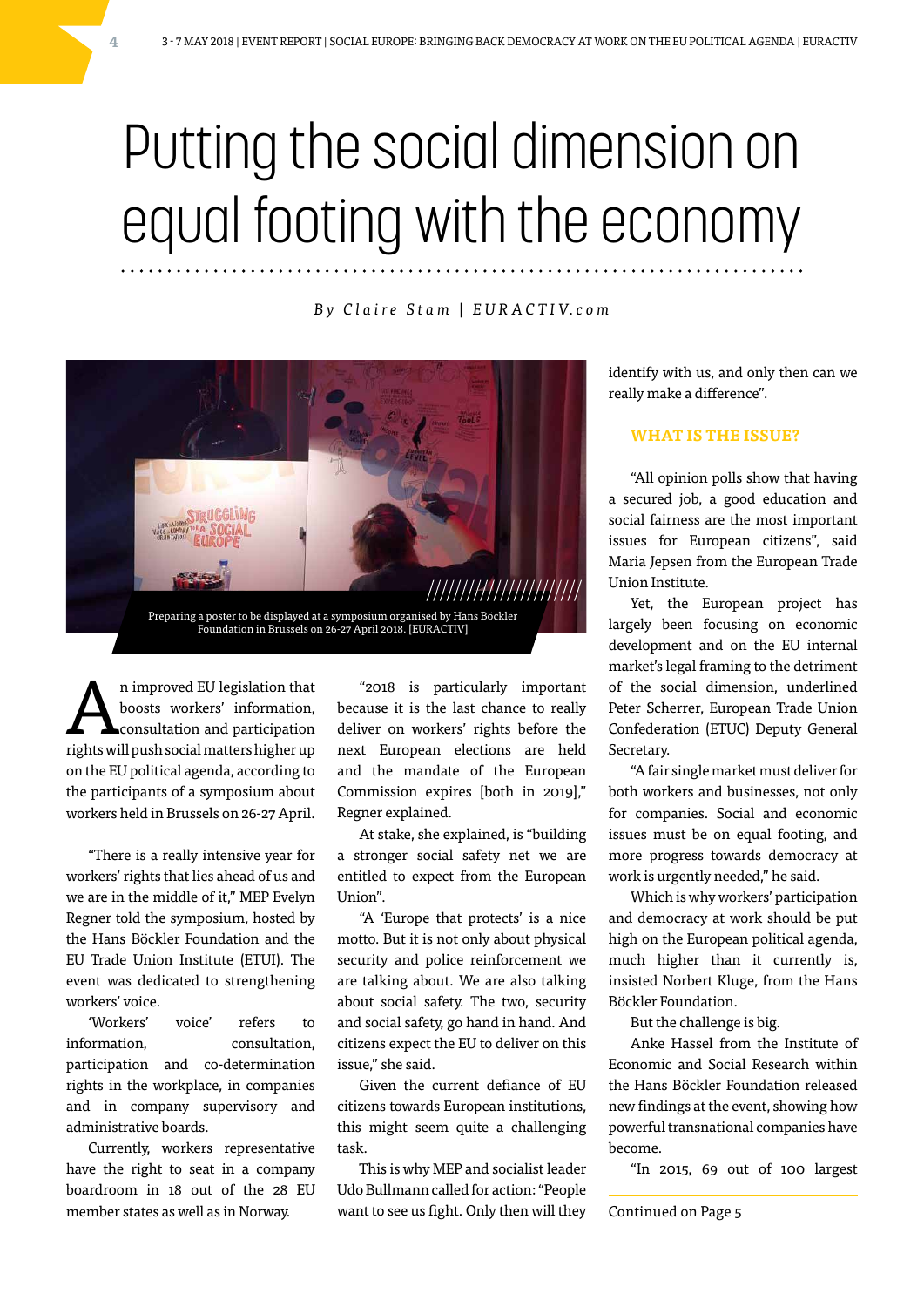# Putting the social dimension on equal footing with the economy

*By Claire Stam | EURACTIV.com*

Preparing a poster to be displayed at a symposium organised by Hans Böckler Foundation in Brussels on 26-27 April 2018. [EURACTIV]

An improved EU legislation that boosts workers' information, consultation and participation rights will push social matters higher up on the EU political agenda, according to the participants of a symposium about workers held in Brussels on 26-27 April.

"There is a really intensive year for workers' rights that lies ahead of us and we are in the middle of it," MEP Evelyn Regner told the symposium, hosted by the Hans Böckler Foundation and the EU Trade Union Institute (ETUI). The event was dedicated to strengthening workers' voice.

'Workers' voice' refers to information, consultation, participation and co-determination rights in the workplace, in companies and in company supervisory and administrative boards.

Currently, workers representative have the right to seat in a company boardroom in 18 out of the 28 EU member states as well as in Norway.

"2018 is particularly important because it is the last chance to really deliver on workers' rights before the next European elections are held and the mandate of the European Commission expires [both in 2019]," Regner explained.

At stake, she explained, is "building a stronger social safety net we are entitled to expect from the European Union".

"A 'Europe that protects' is a nice motto. But it is not only about physical security and police reinforcement we are talking about. We are also talking about social safety. The two, security and social safety, go hand in hand. And citizens expect the EU to deliver on this issue," she said.

Given the current defiance of EU citizens towards European institutions, this might seem quite a challenging task.

This is why MEP and socialist leader Udo Bullmann called for action: "People want to see us fight. Only then will they identify with us, and only then can we really make a difference".

## WHAT IS THE ISSUE?

"All opinion polls show that having a secured job, a good education and social fairness are the most important issues for European citizens", said Maria Jepsen from the European Trade Union Institute.

Yet, the European project has largely been focusing on economic development and on the EU internal market's legal framing to the detriment of the social dimension, underlined Peter Scherrer, European Trade Union Confederation (ETUC) Deputy General Secretary.

"A fair single market must deliver for both workers and businesses, not only for companies. Social and economic issues must be on equal footing, and more progress towards democracy at work is urgently needed," he said.

Which is why workers' participation and democracy at work should be put high on the European political agenda, much higher than it currently is, insisted Norbert Kluge, from the Hans Böckler Foundation.

But the challenge is big.

Anke Hassel from the Institute of Economic and Social Research within the Hans Böckler Foundation released new findings at the event, showing how powerful transnational companies have become.

"In 2015, 69 out of 100 largest

Continued on Page 5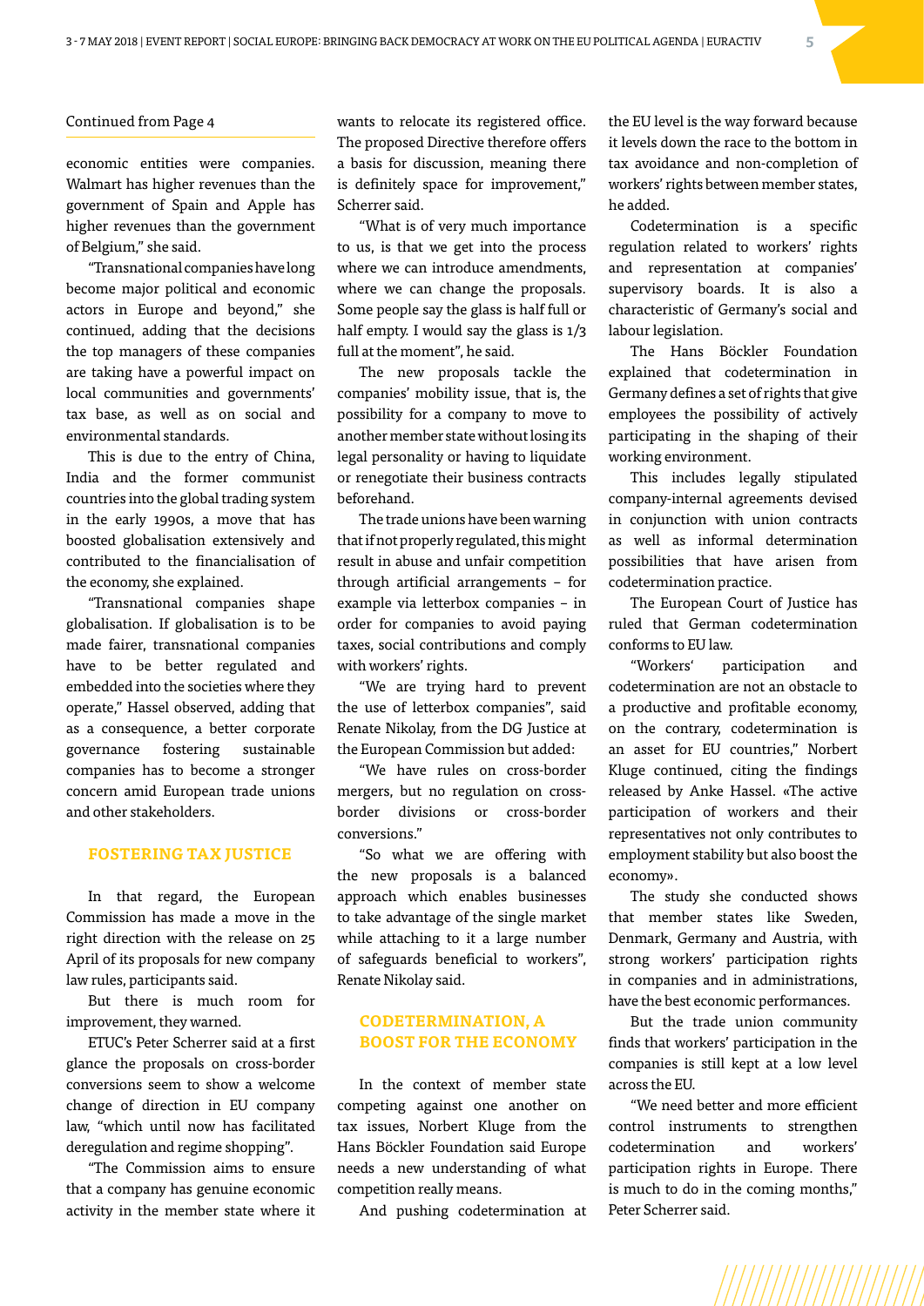Continued from Page 4

economic entities were companies. Walmart has higher revenues than the government of Spain and Apple has higher revenues than the government of Belgium," she said.

"Transnational companies have long become major political and economic actors in Europe and beyond," she continued, adding that the decisions the top managers of these companies are taking have a powerful impact on local communities and governments' tax base, as well as on social and environmental standards.

This is due to the entry of China, India and the former communist countries into the global trading system in the early 1990s, a move that has boosted globalisation extensively and contributed to the financialisation of the economy, she explained.

"Transnational companies shape globalisation. If globalisation is to be made fairer, transnational companies have to be better regulated and embedded into the societies where they operate," Hassel observed, adding that as a consequence, a better corporate governance fostering sustainable companies has to become a stronger concern amid European trade unions and other stakeholders.

## FOSTERING TAX JUSTICE

In that regard, the European Commission has made a move in the right direction with the release on 25 April of its proposals for new company law rules, participants said.

But there is much room for improvement, they warned.

ETUC's Peter Scherrer said at a first glance the proposals on cross-border conversions seem to show a welcome change of direction in EU company law, "which until now has facilitated deregulation and regime shopping".

"The Commission aims to ensure that a company has genuine economic activity in the member state where it wants to relocate its registered office. The proposed Directive therefore offers a basis for discussion, meaning there is definitely space for improvement," Scherrer said.

"What is of very much importance to us, is that we get into the process where we can introduce amendments, where we can change the proposals. Some people say the glass is half full or half empty. I would say the glass is 1/3 full at the moment", he said.

The new proposals tackle the companies' mobility issue, that is, the possibility for a company to move to another member state without losing its legal personality or having to liquidate or renegotiate their business contracts beforehand.

The trade unions have been warning that if not properly regulated, this might result in abuse and unfair competition through artificial arrangements – for example via letterbox companies – in order for companies to avoid paying taxes, social contributions and comply with workers' rights.

"We are trying hard to prevent the use of letterbox companies", said Renate Nikolay, from the DG Justice at the European Commission but added:

"We have rules on cross-border mergers, but no regulation on cross-border divisions or cross-border conversions."

"So what we are offering with the new proposals is a balanced approach which enables businesses to take advantage of the single market while attaching to it a large number of safeguards beneficial to workers", Renate Nikolay said.

## CODETERMINATION, A BOOST FOR THE ECONOMY

In the context of member state competing against one another on tax issues, Norbert Kluge from the Hans Böckler Foundation said Europe needs a new understanding of what competition really means.

And pushing codetermination at the EU level is the way forward because it levels down the race to the bottom in tax avoidance and non-completion of workers' rights between member states, he added.

Codetermination is a specific regulation related to workers' rights and representation at companies' supervisory boards. It is also a characteristic of Germany's social and labour legislation.

The Hans Böckler Foundation explained that codetermination in Germany defines a set of rights that give employees the possibility of actively participating in the shaping of their working environment.

This includes legally stipulated company-internal agreements devised in conjunction with union contracts as well as informal determination possibilities that have arisen from codetermination practice.

The European Court of Justice has ruled that German codetermination conforms to EU law.

"Workers' participation and codetermination are not an obstacle to a productive and profitable economy, on the contrary, codetermination is an asset for EU countries," Norbert Kluge continued, citing the findings released by Anke Hassel. «The active participation of workers and their representatives not only contributes to employment stability but also boost the economy».

The study she conducted shows that member states like Sweden, Denmark, Germany and Austria, with strong workers' participation rights in companies and in administrations, have the best economic performances.

But the trade union community finds that workers' participation in the companies is still kept at a low level across the EU.

"We need better and more efficient control instruments to strengthen codetermination and workers' participation rights in Europe. There is much to do in the coming months," Peter Scherrer said.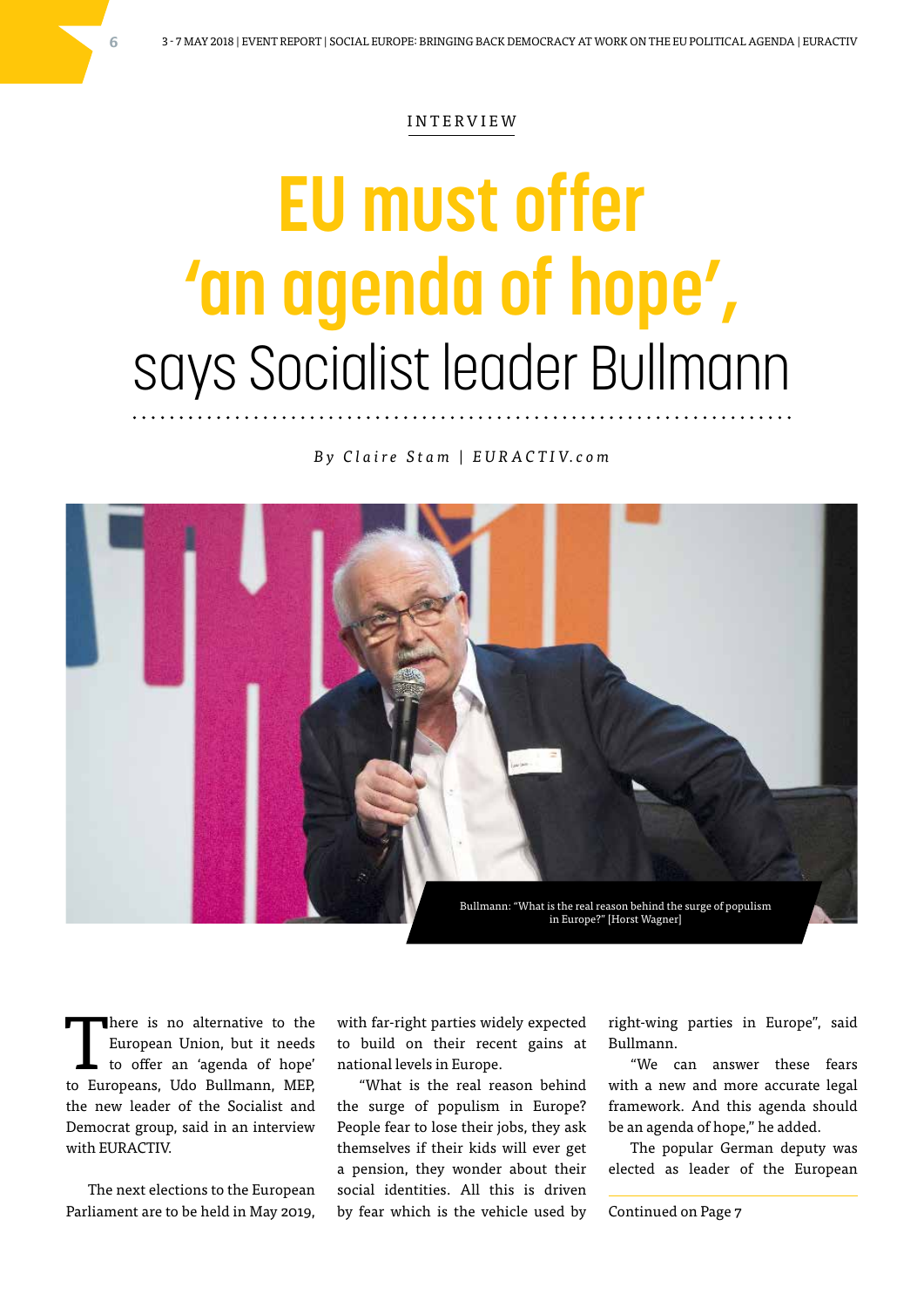INTERVIEW

# EU must offer 'an agenda of hope', says Socialist leader Bullmann

*By Claire Stam | EURACTIV.com*

Bullmann: "What is the real reason behind the surge of populism in Europe?" [Horst Wagner]

There is no alternative to the European Union, but it needs to offer an 'agenda of hope' to Europeans, Udo Bullmann, MEP, the new leader of the Socialist and Democrat group, said in an interview with EURACTIV.

The next elections to the European Parliament are to be held in May 2019, with far-right parties widely expected to build on their recent gains at national levels in Europe.

"What is the real reason behind the surge of populism in Europe? People fear to lose their jobs, they ask themselves if their kids will ever get a pension, they wonder about their social identities. All this is driven by fear which is the vehicle used by right-wing parties in Europe", said Bullmann.

"We can answer these fears with a new and more accurate legal framework. And this agenda should be an agenda of hope," he added.

The popular German deputy was elected as leader of the European

Continued on Page 7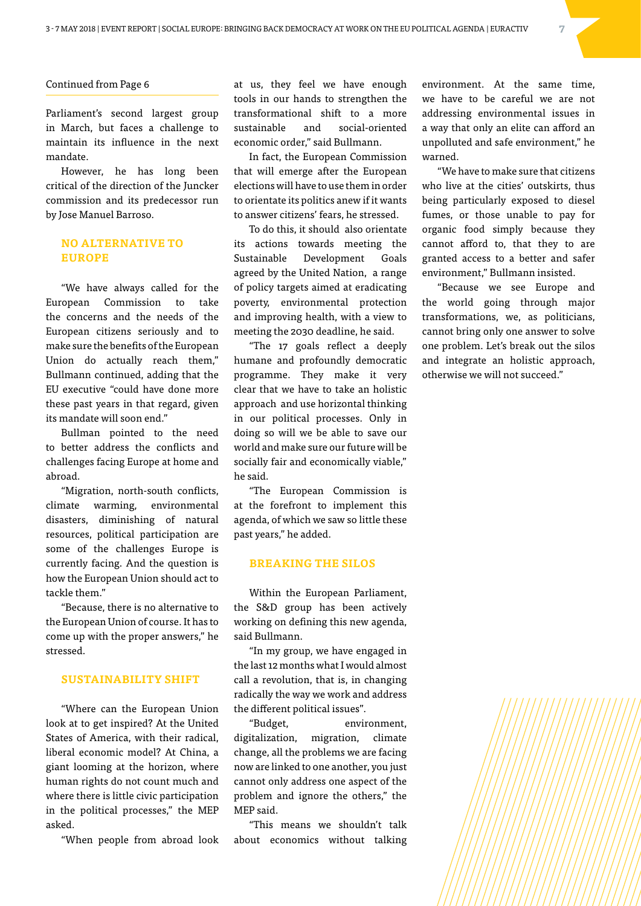Continued from Page 6

Parliament's second largest group in March, but faces a challenge to maintain its influence in the next mandate.

However, he has long been critical of the direction of the Juncker commission and its predecessor run by Jose Manuel Barroso.

## NO ALTERNATIVE TO EUROPE

"We have always called for the European Commission to take the concerns and the needs of the European citizens seriously and to make sure the benefits of the European Union do actually reach them," Bullmann continued, adding that the EU executive "could have done more these past years in that regard, given its mandate will soon end."

Bullman pointed to the need to better address the conflicts and challenges facing Europe at home and abroad.

"Migration, north-south conflicts, climate warming, environmental disasters, diminishing of natural resources, political participation are some of the challenges Europe is currently facing. And the question is how the European Union should act to tackle them."

"Because, there is no alternative to the European Union of course. It has to come up with the proper answers," he stressed.

## SUSTAINABILITY SHIFT

"Where can the European Union look at to get inspired? At the United States of America, with their radical, liberal economic model? At China, a giant looming at the horizon, where human rights do not count much and where there is little civic participation in the political processes," the MEP asked.

"When people from abroad look at us, they feel we have enough tools in our hands to strengthen the transformational shift to a more sustainable and social-oriented economic order," said Bullmann.

In fact, the European Commission that will emerge after the European elections will have to use them in order to orientate its politics anew if it wants to answer citizens' fears, he stressed.

To do this, it should also orientate its actions towards meeting the Sustainable Development Goals agreed by the United Nation, a range of policy targets aimed at eradicating poverty, environmental protection and improving health, with a view to meeting the 2030 deadline, he said.

"The 17 goals reflect a deeply humane and profoundly democratic programme. They make it very clear that we have to take an holistic approach and use horizontal thinking in our political processes. Only in doing so will we be able to save our world and make sure our future will be socially fair and economically viable," he said.

"The European Commission is at the forefront to implement this agenda, of which we saw so little these past years," he added.

## BREAKING THE SILOS

Within the European Parliament, the S&D group has been actively working on defining this new agenda, said Bullmann.

"In my group, we have engaged in the last 12 months what I would almost call a revolution, that is, in changing radically the way we work and address the different political issues".

"Budget, environment, digitalization, migration, climate change, all the problems we are facing now are linked to one another, you just cannot only address one aspect of the problem and ignore the others," the MEP said.

"This means we shouldn't talk about economics without talking environment. At the same time, we have to be careful we are not addressing environmental issues in a way that only an elite can afford an unpolluted and safe environment," he warned.

"We have to make sure that citizens who live at the cities' outskirts, thus being particularly exposed to diesel fumes, or those unable to pay for organic food simply because they cannot afford to, that they to are granted access to a better and safer environment," Bullmann insisted.

"Because we see Europe and the world going through major transformations, we, as politicians, cannot bring only one answer to solve one problem. Let's break out the silos and integrate an holistic approach, otherwise we will not succeed."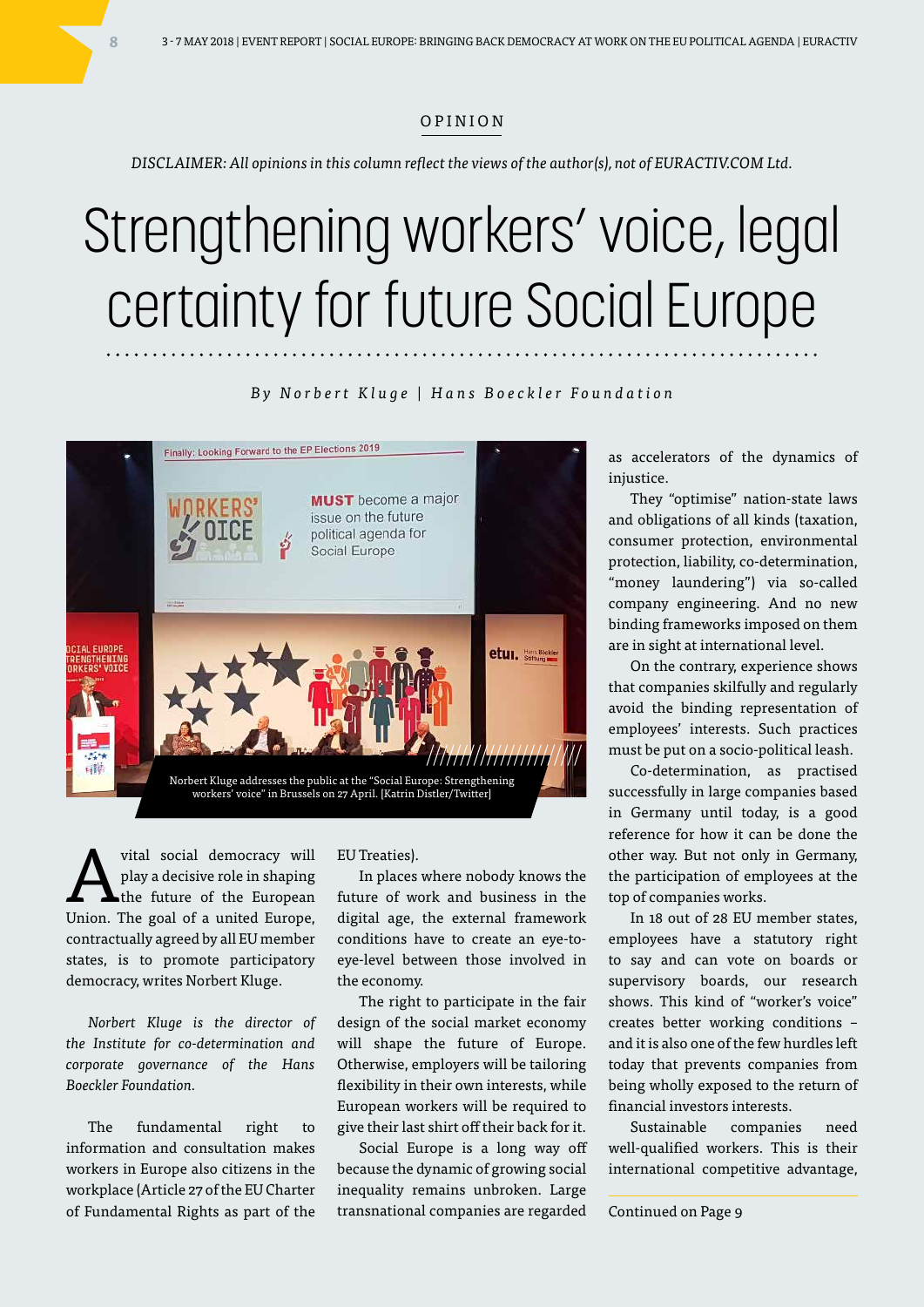OPINION

*DISCLAIMER: All opinions in this column reflect the views of the author(s), not of EURACTIV.COM Ltd.*

# Strengthening workers' voice, legal certainty for future Social Europe

*By Norbert Kluge | Hans Boeckler Foundation*

Norbert Kluge addresses the public at the "Social Europe: Strengthening workers' voice" in Brussels on 27 April. [Katrin Distler/Twitter]

A vital social democracy will play a decisive role in shaping the future of the European Union. The goal of a united Europe, contractually agreed by all EU member states, is to promote participatory democracy, writes Norbert Kluge.

*Norbert Kluge is the director of the Institute for co-determination and corporate governance of the Hans Boeckler Foundation.*

The fundamental right to information and consultation makes workers in Europe also citizens in the workplace (Article 27 of the EU Charter of Fundamental Rights as part of the EU Treaties).

In places where nobody knows the future of work and business in the digital age, the external framework conditions have to create an eye-to-eye-level between those involved in the economy.

The right to participate in the fair design of the social market economy will shape the future of Europe. Otherwise, employers will be tailoring flexibility in their own interests, while European workers will be required to give their last shirt off their back for it.

Social Europe is a long way off because the dynamic of growing social inequality remains unbroken. Large transnational companies are regarded as accelerators of the dynamics of injustice.

They "optimise" nation-state laws and obligations of all kinds (taxation, consumer protection, environmental protection, liability, co-determination, "money laundering") via so-called company engineering. And no new binding frameworks imposed on them are in sight at international level.

On the contrary, experience shows that companies skilfully and regularly avoid the binding representation of employees' interests. Such practices must be put on a socio-political leash.

Co-determination, as practised successfully in large companies based in Germany until today, is a good reference for how it can be done the other way. But not only in Germany, the participation of employees at the top of companies works.

In 18 out of 28 EU member states, employees have a statutory right to say and can vote on boards or supervisory boards, our research shows. This kind of "worker's voice" creates better working conditions – and it is also one of the few hurdles left today that prevents companies from being wholly exposed to the return of financial investors interests.

Sustainable companies need well-qualified workers. This is their international competitive advantage,

Continued on Page 9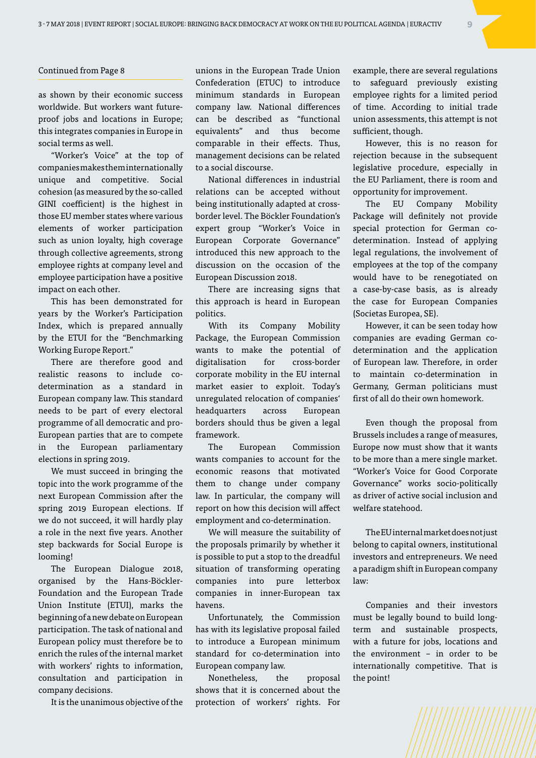Continued from Page 8

as shown by their economic success worldwide. But workers want future-proof jobs and locations in Europe; this integrates companies in Europe in social terms as well.

"Worker's Voice" at the top of companies makes them internationally unique and competitive. Social cohesion (as measured by the so-called GINI coefficient) is the highest in those EU member states where various elements of worker participation such as union loyalty, high coverage through collective agreements, strong employee rights at company level and employee participation have a positive impact on each other.

This has been demonstrated for years by the Worker's Participation Index, which is prepared annually by the ETUI for the "Benchmarking Working Europe Report."

There are therefore good and realistic reasons to include co-determination as a standard in European company law. This standard needs to be part of every electoral programme of all democratic and pro-European parties that are to compete in the European parliamentary elections in spring 2019.

We must succeed in bringing the topic into the work programme of the next European Commission after the spring 2019 European elections. If we do not succeed, it will hardly play a role in the next five years. Another step backwards for Social Europe is looming!

The European Dialogue 2018, organised by the Hans-Böckler-Foundation and the European Trade Union Institute (ETUI), marks the beginning of a new debate on European participation. The task of national and European policy must therefore be to enrich the rules of the internal market with workers' rights to information, consultation and participation in company decisions.

It is the unanimous objective of the unions in the European Trade Union Confederation (ETUC) to introduce minimum standards in European company law. National differences can be described as "functional equivalents" and thus become comparable in their effects. Thus, management decisions can be related to a social discourse.

National differences in industrial relations can be accepted without being institutionally adapted at cross-border level. The Böckler Foundation's expert group "Worker's Voice in European Corporate Governance" introduced this new approach to the discussion on the occasion of the European Discussion 2018.

There are increasing signs that this approach is heard in European politics.

With its Company Mobility Package, the European Commission wants to make the potential of digitalisation for cross-border corporate mobility in the EU internal market easier to exploit. Today's unregulated relocation of companies' headquarters across European borders should thus be given a legal framework.

The European Commission wants companies to account for the economic reasons that motivated them to change under company law. In particular, the company will report on how this decision will affect employment and co-determination.

We will measure the suitability of the proposals primarily by whether it is possible to put a stop to the dreadful situation of transforming operating companies into pure letterbox companies in inner-European tax havens.

Unfortunately, the Commission has with its legislative proposal failed to introduce a European minimum standard for co-determination into European company law.

Nonetheless, the proposal shows that it is concerned about the protection of workers' rights. For example, there are several regulations to safeguard previously existing employee rights for a limited period of time. According to initial trade union assessments, this attempt is not sufficient, though.

However, this is no reason for rejection because in the subsequent legislative procedure, especially in the EU Parliament, there is room and opportunity for improvement.

The EU Company Mobility Package will definitely not provide special protection for German co-determination. Instead of applying legal regulations, the involvement of employees at the top of the company would have to be renegotiated on a case-by-case basis, as is already the case for European Companies (Societas Europea, SE).

However, it can be seen today how companies are evading German co-determination and the application of European law. Therefore, in order to maintain co-determination in Germany, German politicians must first of all do their own homework.

Even though the proposal from Brussels includes a range of measures, Europe now must show that it wants to be more than a mere single market. "Worker's Voice for Good Corporate Governance" works socio-politically as driver of active social inclusion and welfare statehood.

The EU internal market does not just belong to capital owners, institutional investors and entrepreneurs. We need a paradigm shift in European company law:

Companies and their investors must be legally bound to build long-term and sustainable prospects, with a future for jobs, locations and the environment – in order to be internationally competitive. That is the point!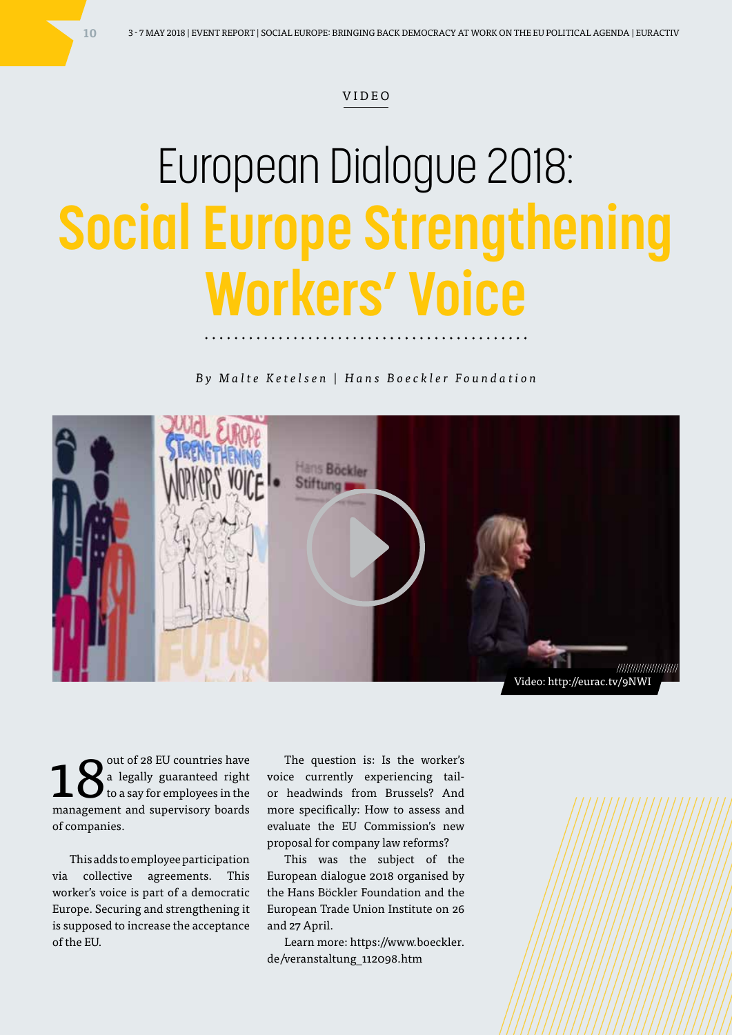VIDEO

# European Dialogue 2018: **Social Europe Strengthening Workers' Voice**

*By Malte Ketelsen | Hans Boeckler Foundation*

Video: http://eurac.tv/9NWI

18 out of 28 EU countries have a legally guaranteed right to a say for employees in the management and supervisory boards of companies.

This adds to employee participation via collective agreements. This worker's voice is part of a democratic Europe. Securing and strengthening it is supposed to increase the acceptance of the EU.

The question is: Is the worker's voice currently experiencing tail- or headwinds from Brussels? And more specifically: How to assess and evaluate the EU Commission's new proposal for company law reforms?

This was the subject of the European dialogue 2018 organised by the Hans Böckler Foundation and the European Trade Union Institute on 26 and 27 April.

Learn more: https://www.boeckler.de/veranstaltung_112098.htm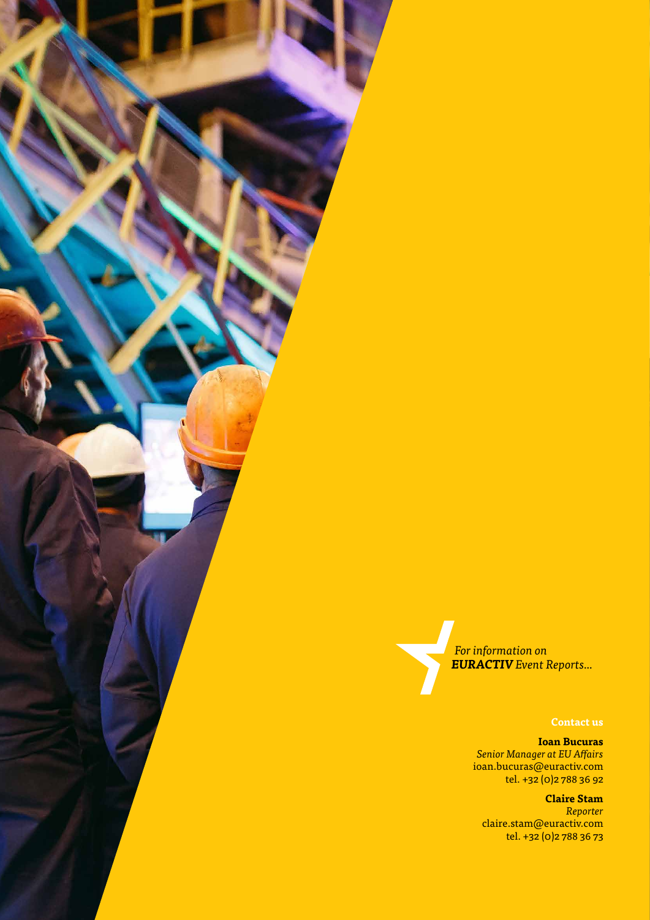*For information on*
***EURACTIV** Event Reports...*

**Contact us**

**Ioan Bucuras**
*Senior Manager at EU Affairs*
ioan.bucuras@euractiv.com
tel. +32 (0)2 788 36 92

**Claire Stam**
*Reporter*
claire.stam@euractiv.com
tel. +32 (0)2 788 36 73